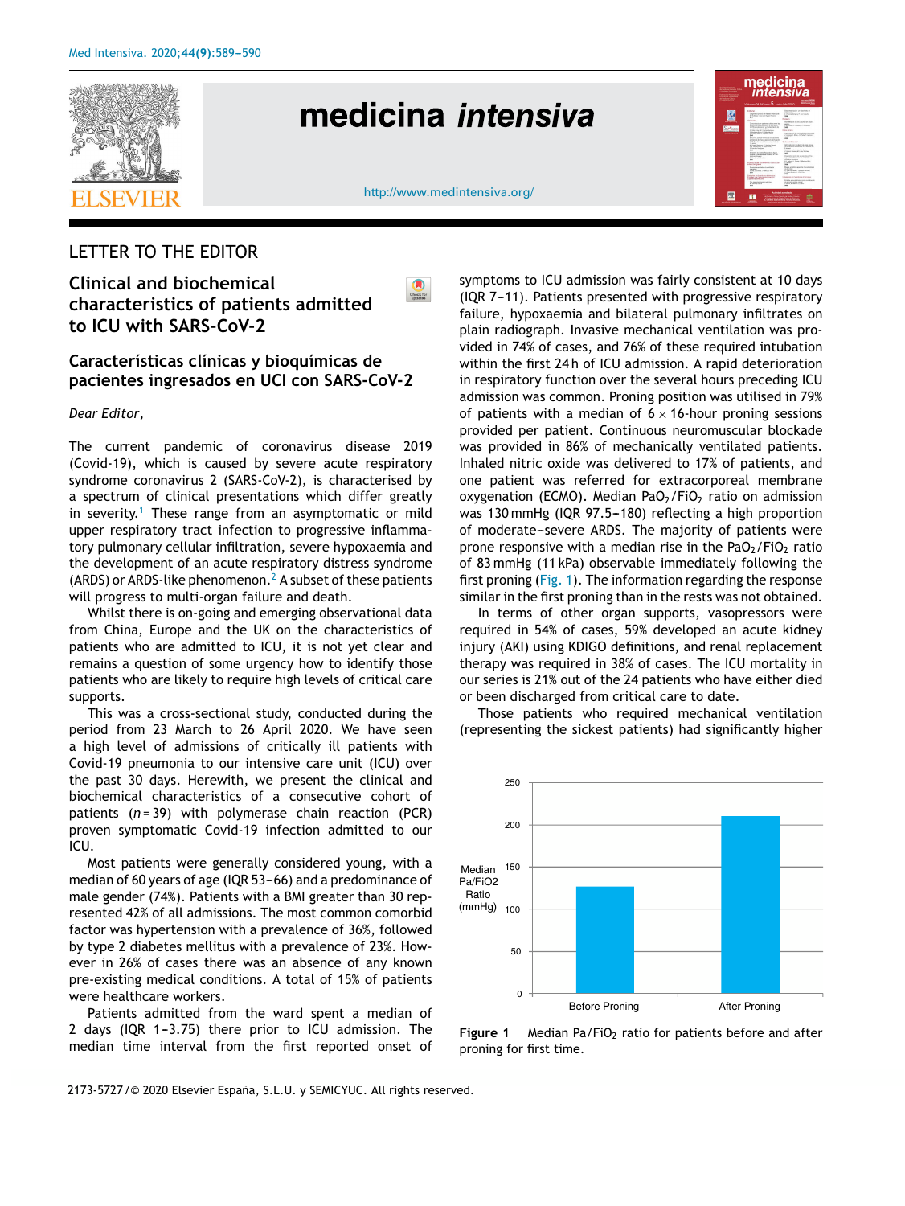LETTER TO THE EDITOR

# Clinical and biochemical characteristics of patients admitted to ICU with SARS-CoV-2

## Características clínicas y bioquímicas de pacientes ingresados en UCI con SARS-CoV-2

*Dear Editor,*

The current pandemic of coronavirus disease 2019 (Covid-19), which is caused by severe acute respiratory syndrome coronavirus 2 (SARS-CoV-2), is characterised by a spectrum of clinical presentations which differ greatly in severity.[1] These range from an asymptomatic or mild upper respiratory tract infection to progressive inflammatory pulmonary cellular infiltration, severe hypoxaemia and the development of an acute respiratory distress syndrome (ARDS) or ARDS-like phenomenon.[2] A subset of these patients will progress to multi-organ failure and death.

Whilst there is on-going and emerging observational data from China, Europe and the UK on the characteristics of patients who are admitted to ICU, it is not yet clear and remains a question of some urgency how to identify those patients who are likely to require high levels of critical care supports.

This was a cross-sectional study, conducted during the period from 23 March to 26 April 2020. We have seen a high level of admissions of critically ill patients with Covid-19 pneumonia to our intensive care unit (ICU) over the past 30 days. Herewith, we present the clinical and biochemical characteristics of a consecutive cohort of patients ($n = 39$) with polymerase chain reaction (PCR) proven symptomatic Covid-19 infection admitted to our ICU.

Most patients were generally considered young, with a median of 60 years of age (IQR 53–66) and a predominance of male gender (74%). Patients with a BMI greater than 30 represented 42% of all admissions. The most common comorbid factor was hypertension with a prevalence of 36%, followed by type 2 diabetes mellitus with a prevalence of 23%. However in 26% of cases there was an absence of any known pre-existing medical conditions. A total of 15% of patients were healthcare workers.

Patients admitted from the ward spent a median of 2 days (IQR 1–3.75) there prior to ICU admission. The median time interval from the first reported onset of symptoms to ICU admission was fairly consistent at 10 days (IQR 7–11). Patients presented with progressive respiratory failure, hypoxaemia and bilateral pulmonary infiltrates on plain radiograph. Invasive mechanical ventilation was provided in 74% of cases, and 76% of these required intubation within the first 24 h of ICU admission. A rapid deterioration in respiratory function over the several hours preceding ICU admission was common. Proning position was utilised in 79% of patients with a median of 6 × 16-hour proning sessions provided per patient. Continuous neuromuscular blockade was provided in 86% of mechanically ventilated patients. Inhaled nitric oxide was delivered to 17% of patients, and one patient was referred for extracorporeal membrane oxygenation (ECMO). Median $PaO_2/FiO_2$ ratio on admission was 130 mmHg (IQR 97.5–180) reflecting a high proportion of moderate–severe ARDS. The majority of patients were prone responsive with a median rise in the $PaO_2/FiO_2$ ratio of 83 mmHg (11 kPa) observable immediately following the first proning (Fig. 1). The information regarding the response similar in the first proning than in the rests was not obtained.

In terms of other organ supports, vasopressors were required in 54% of cases, 59% developed an acute kidney injury (AKI) using KDIGO definitions, and renal replacement therapy was required in 38% of cases. The ICU mortality in our series is 21% out of the 24 patients who have either died or been discharged from critical care to date.

Those patients who required mechanical ventilation (representing the sickest patients) had significantly higher

**Figure 1** Median $Pa/FiO_2$ ratio for patients before and after proning for first time.

2173-5727/© 2020 Elsevier España, S.L.U. y SEMICYUC. All rights reserved.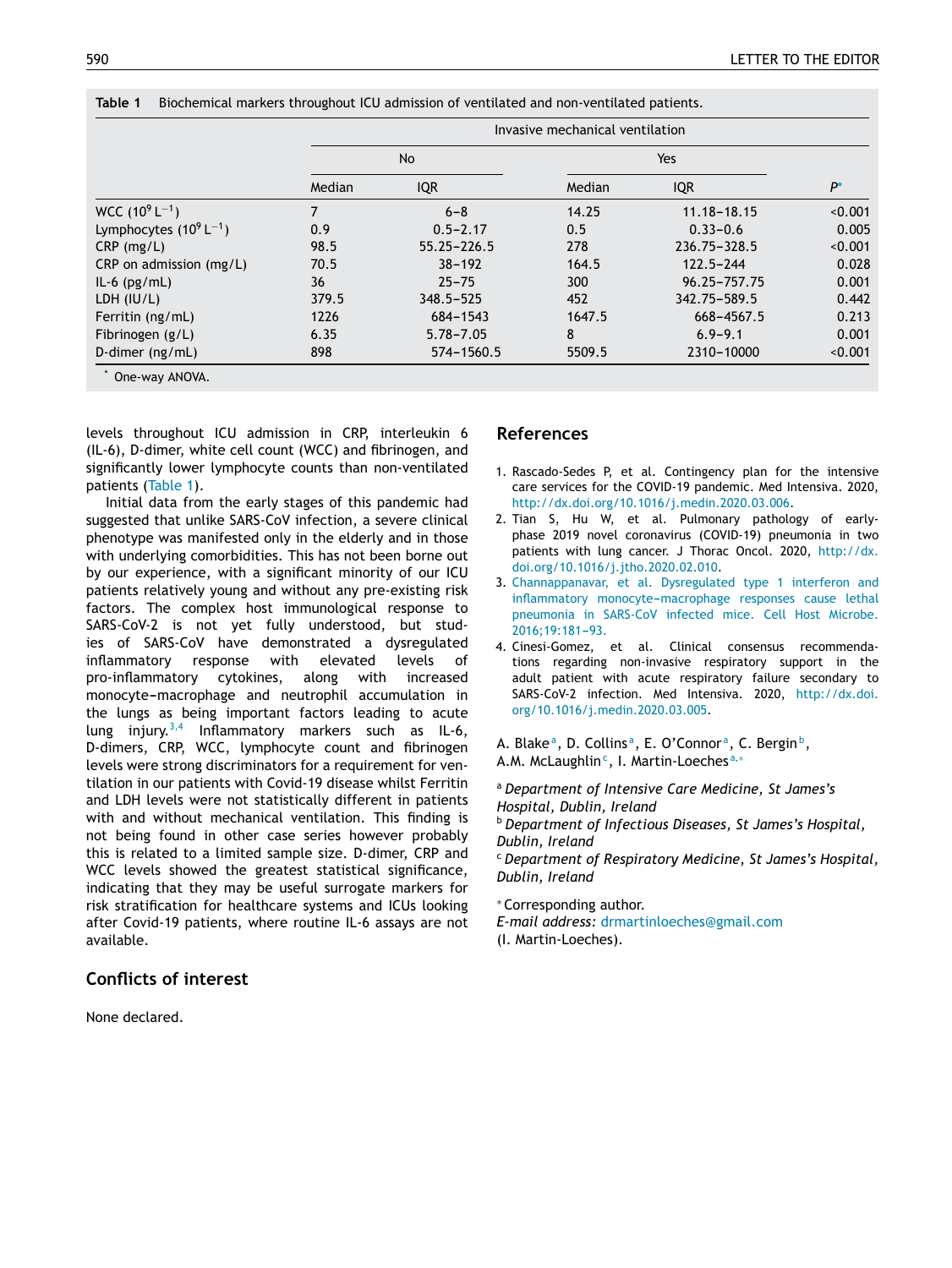**Table 1** Biochemical markers throughout ICU admission of ventilated and non-ventilated patients.

| | Invasive mechanical ventilation | | | | |
|---|---|---|---|---|---|
| | No | | Yes | | |
| | Median | IQR | Median | IQR | P* |
| WCC ($10^9$ L$^{-1}$) | 7 | 6–8 | 14.25 | 11.18–18.15 | <0.001 |
| Lymphocytes ($10^9$ L$^{-1}$) | 0.9 | 0.5–2.17 | 0.5 | 0.33–0.6 | 0.005 |
| CRP (mg/L) | 98.5 | 55.25–226.5 | 278 | 236.75–328.5 | <0.001 |
| CRP on admission (mg/L) | 70.5 | 38–192 | 164.5 | 122.5–244 | 0.028 |
| IL-6 (pg/mL) | 36 | 25–75 | 300 | 96.25–757.75 | 0.001 |
| LDH (IU/L) | 379.5 | 348.5–525 | 452 | 342.75–589.5 | 0.442 |
| Ferritin (ng/mL) | 1226 | 684–1543 | 1647.5 | 668–4567.5 | 0.213 |
| Fibrinogen (g/L) | 6.35 | 5.78–7.05 | 8 | 6.9–9.1 | 0.001 |
| D-dimer (ng/mL) | 898 | 574–1560.5 | 5509.5 | 2310–10000 | <0.001 |

\* One-way ANOVA.

levels throughout ICU admission in CRP, interleukin 6 (IL-6), D-dimer, white cell count (WCC) and fibrinogen, and significantly lower lymphocyte counts than non-ventilated patients (Table 1).

Initial data from the early stages of this pandemic had suggested that unlike SARS-CoV infection, a severe clinical phenotype was manifested only in the elderly and in those with underlying comorbidities. This has not been borne out by our experience, with a significant minority of our ICU patients relatively young and without any pre-existing risk factors. The complex host immunological response to SARS-CoV-2 is not yet fully understood, but studies of SARS-CoV have demonstrated a dysregulated inflammatory response with elevated levels of pro-inflammatory cytokines, along with increased monocyte–macrophage and neutrophil accumulation in the lungs as being important factors leading to acute lung injury.[3,4] Inflammatory markers such as IL-6, D-dimers, CRP, WCC, lymphocyte count and fibrinogen levels were strong discriminators for a requirement for ventilation in our patients with Covid-19 disease whilst Ferritin and LDH levels were not statistically different in patients with and without mechanical ventilation. This finding is not being found in other case series however probably this is related to a limited sample size. D-dimer, CRP and WCC levels showed the greatest statistical significance, indicating that they may be useful surrogate markers for risk stratification for healthcare systems and ICUs looking after Covid-19 patients, where routine IL-6 assays are not available.

## Conflicts of interest

None declared.

## References

1. Rascado-Sedes P, et al. Contingency plan for the intensive care services for the COVID-19 pandemic. Med Intensiva. 2020, http://dx.doi.org/10.1016/j.medin.2020.03.006.
2. Tian S, Hu W, et al. Pulmonary pathology of early-phase 2019 novel coronavirus (COVID-19) pneumonia in two patients with lung cancer. J Thorac Oncol. 2020, http://dx.doi.org/10.1016/j.jtho.2020.02.010.
3. Channappanavar, et al. Dysregulated type 1 interferon and inflammatory monocyte–macrophage responses cause lethal pneumonia in SARS-CoV infected mice. Cell Host Microbe. 2016;19:181–93.
4. Cinesi-Gomez, et al. Clinical consensus recommendations regarding non-invasive respiratory support in the adult patient with acute respiratory failure secondary to SARS-CoV-2 infection. Med Intensiva. 2020, http://dx.doi.org/10.1016/j.medin.2020.03.005.

A. Blake[a], D. Collins[a], E. O'Connor[a], C. Bergin[b], A.M. McLaughlin[c], I. Martin-Loeches[a,*]

[a] *Department of Intensive Care Medicine, St James's Hospital, Dublin, Ireland*
[b] *Department of Infectious Diseases, St James's Hospital, Dublin, Ireland*
[c] *Department of Respiratory Medicine, St James's Hospital, Dublin, Ireland*

\* Corresponding author.
*E-mail address:* drmartinloeches@gmail.com
(I. Martin-Loeches).